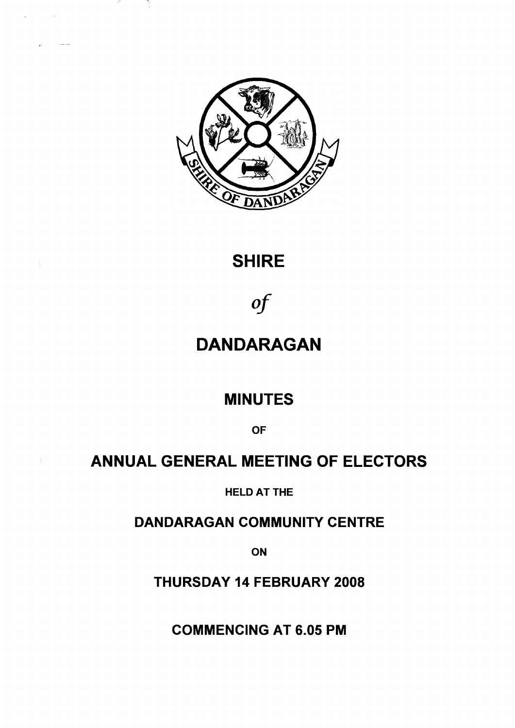# SHIRE

*of*

# DANDARAGAN

## MINUTES

OF

## ANNUAL GENERAL MEETING OF ELECTORS

HELD AT THE

## DANDARAGAN COMMUNITY CENTRE

ON

## THURSDAY 14 FEBRUARY 2008

## COMMENCING AT 6.05 PM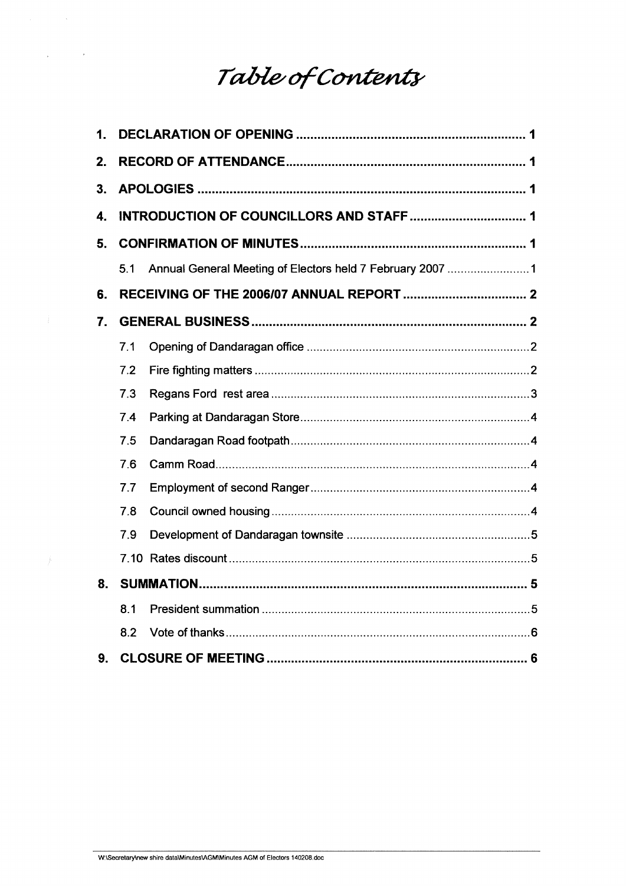# Table of Contents

1. DECLARATION OF OPENING ..... 1
2. RECORD OF ATTENDANCE ..... 1
3. APOLOGIES ..... 1
4. INTRODUCTION OF COUNCILLORS AND STAFF ..... 1
5. CONFIRMATION OF MINUTES ..... 1
   - 5.1 Annual General Meeting of Electors held 7 February 2007 ..... 1
6. RECEIVING OF THE 2006/07 ANNUAL REPORT ..... 2
7. GENERAL BUSINESS ..... 2
   - 7.1 Opening of Dandaragan office ..... 2
   - 7.2 Fire fighting matters ..... 2
   - 7.3 Regans Ford rest area ..... 3
   - 7.4 Parking at Dandaragan Store ..... 4
   - 7.5 Dandaragan Road footpath ..... 4
   - 7.6 Camm Road ..... 4
   - 7.7 Employment of second Ranger ..... 4
   - 7.8 Council owned housing ..... 4
   - 7.9 Development of Dandaragan townsite ..... 5
   - 7.10 Rates discount ..... 5
8. SUMMATION ..... 5
   - 8.1 President summation ..... 5
   - 8.2 Vote of thanks ..... 6
9. CLOSURE OF MEETING ..... 6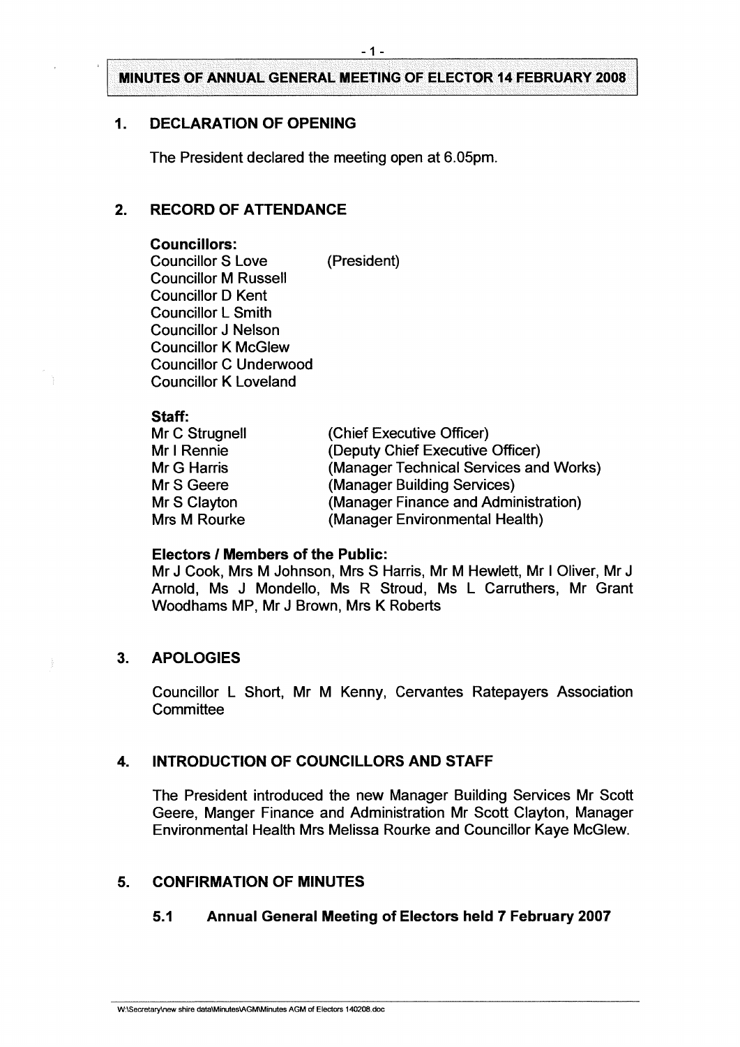# MINUTES OF ANNUAL GENERAL MEETING OF ELECTOR 14 FEBRUARY 2008

## 1. DECLARATION OF OPENING

The President declared the meeting open at 6.05pm.

## 2. RECORD OF ATTENDANCE

**Councillors:**

| | |
|---|---|
| Councillor S Love | (President) |
| Councillor M Russell | |
| Councillor D Kent | |
| Councillor L Smith | |
| Councillor J Nelson | |
| Councillor K McGlew | |
| Councillor C Underwood | |
| Councillor K Loveland | |

**Staff:**

| | |
|---|---|
| Mr C Strugnell | (Chief Executive Officer) |
| Mr I Rennie | (Deputy Chief Executive Officer) |
| Mr G Harris | (Manager Technical Services and Works) |
| Mr S Geere | (Manager Building Services) |
| Mr S Clayton | (Manager Finance and Administration) |
| Mrs M Rourke | (Manager Environmental Health) |

**Electors / Members of the Public:**

Mr J Cook, Mrs M Johnson, Mrs S Harris, Mr M Hewlett, Mr I Oliver, Mr J Arnold, Ms J Mondello, Ms R Stroud, Ms L Carruthers, Mr Grant Woodhams MP, Mr J Brown, Mrs K Roberts

## 3. APOLOGIES

Councillor L Short, Mr M Kenny, Cervantes Ratepayers Association Committee

## 4. INTRODUCTION OF COUNCILLORS AND STAFF

The President introduced the new Manager Building Services Mr Scott Geere, Manger Finance and Administration Mr Scott Clayton, Manager Environmental Health Mrs Melissa Rourke and Councillor Kaye McGlew.

## 5. CONFIRMATION OF MINUTES

### 5.1 Annual General Meeting of Electors held 7 February 2007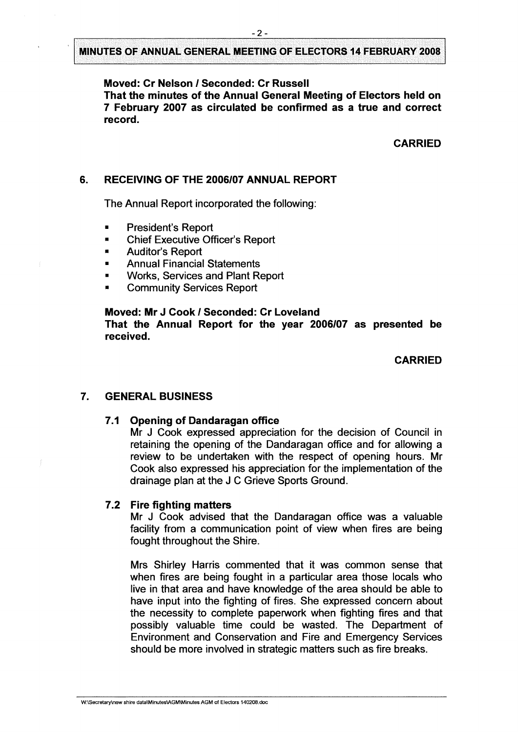**Moved: Cr Nelson / Seconded: Cr Russell**
**That the minutes of the Annual General Meeting of Electors held on 7 February 2007 as circulated be confirmed as a true and correct record.**

**CARRIED**

## 6. RECEIVING OF THE 2006/07 ANNUAL REPORT

The Annual Report incorporated the following:

- President's Report
- Chief Executive Officer's Report
- Auditor's Report
- Annual Financial Statements
- Works, Services and Plant Report
- Community Services Report

**Moved: Mr J Cook / Seconded: Cr Loveland**
**That the Annual Report for the year 2006/07 as presented be received.**

**CARRIED**

## 7. GENERAL BUSINESS

### 7.1 Opening of Dandaragan office

Mr J Cook expressed appreciation for the decision of Council in retaining the opening of the Dandaragan office and for allowing a review to be undertaken with the respect of opening hours. Mr Cook also expressed his appreciation for the implementation of the drainage plan at the J C Grieve Sports Ground.

### 7.2 Fire fighting matters

Mr J Cook advised that the Dandaragan office was a valuable facility from a communication point of view when fires are being fought throughout the Shire.

Mrs Shirley Harris commented that it was common sense that when fires are being fought in a particular area those locals who live in that area and have knowledge of the area should be able to have input into the fighting of fires. She expressed concern about the necessity to complete paperwork when fighting fires and that possibly valuable time could be wasted. The Department of Environment and Conservation and Fire and Emergency Services should be more involved in strategic matters such as fire breaks.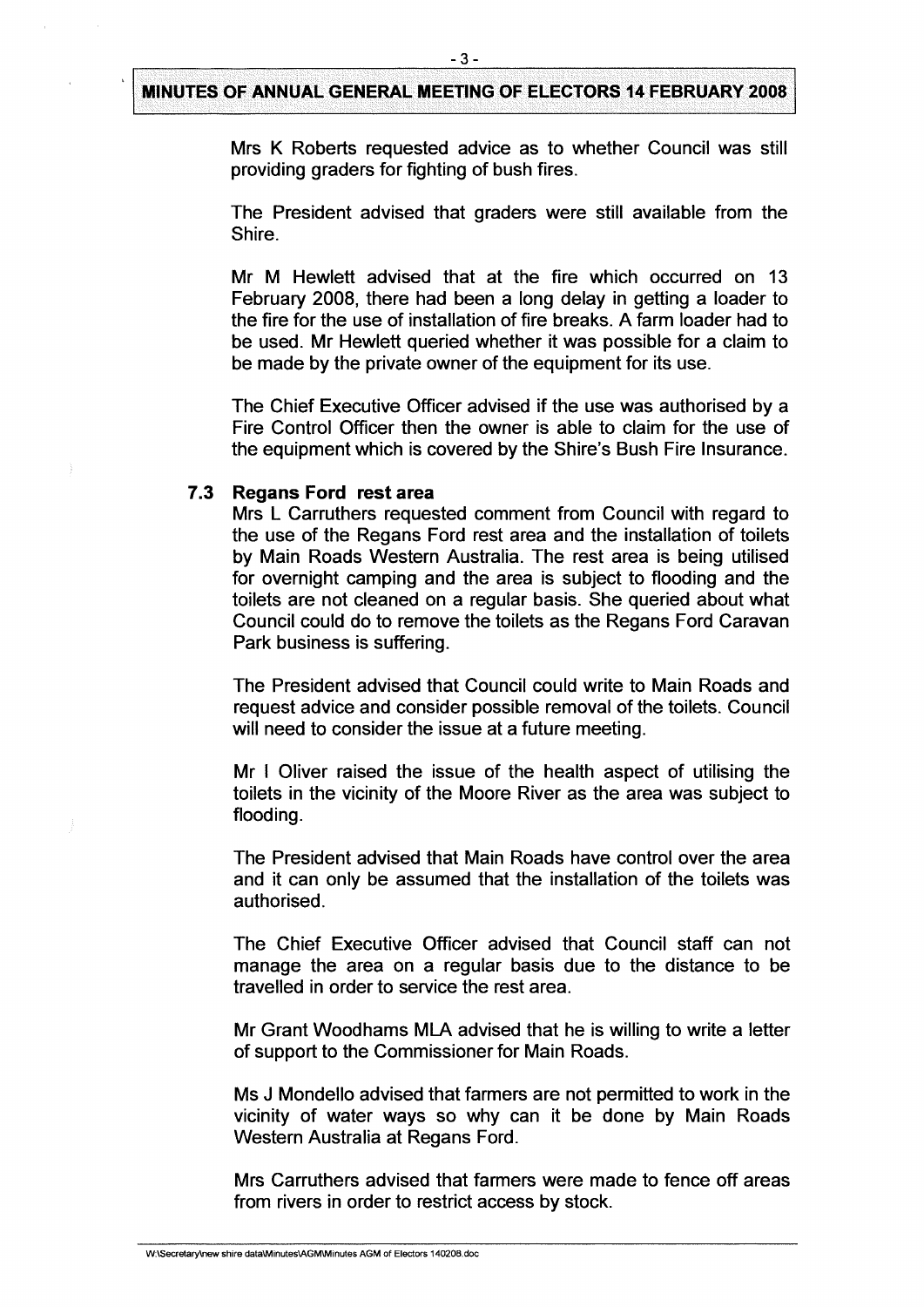Mrs K Roberts requested advice as to whether Council was still providing graders for fighting of bush fires.

The President advised that graders were still available from the Shire.

Mr M Hewlett advised that at the fire which occurred on 13 February 2008, there had been a long delay in getting a loader to the fire for the use of installation of fire breaks. A farm loader had to be used. Mr Hewlett queried whether it was possible for a claim to be made by the private owner of the equipment for its use.

The Chief Executive Officer advised if the use was authorised by a Fire Control Officer then the owner is able to claim for the use of the equipment which is covered by the Shire's Bush Fire Insurance.

### 7.3 Regans Ford rest area

Mrs L Carruthers requested comment from Council with regard to the use of the Regans Ford rest area and the installation of toilets by Main Roads Western Australia. The rest area is being utilised for overnight camping and the area is subject to flooding and the toilets are not cleaned on a regular basis. She queried about what Council could do to remove the toilets as the Regans Ford Caravan Park business is suffering.

The President advised that Council could write to Main Roads and request advice and consider possible removal of the toilets. Council will need to consider the issue at a future meeting.

Mr I Oliver raised the issue of the health aspect of utilising the toilets in the vicinity of the Moore River as the area was subject to flooding.

The President advised that Main Roads have control over the area and it can only be assumed that the installation of the toilets was authorised.

The Chief Executive Officer advised that Council staff can not manage the area on a regular basis due to the distance to be travelled in order to service the rest area.

Mr Grant Woodhams MLA advised that he is willing to write a letter of support to the Commissioner for Main Roads.

Ms J Mondello advised that farmers are not permitted to work in the vicinity of water ways so why can it be done by Main Roads Western Australia at Regans Ford.

Mrs Carruthers advised that farmers were made to fence off areas from rivers in order to restrict access by stock.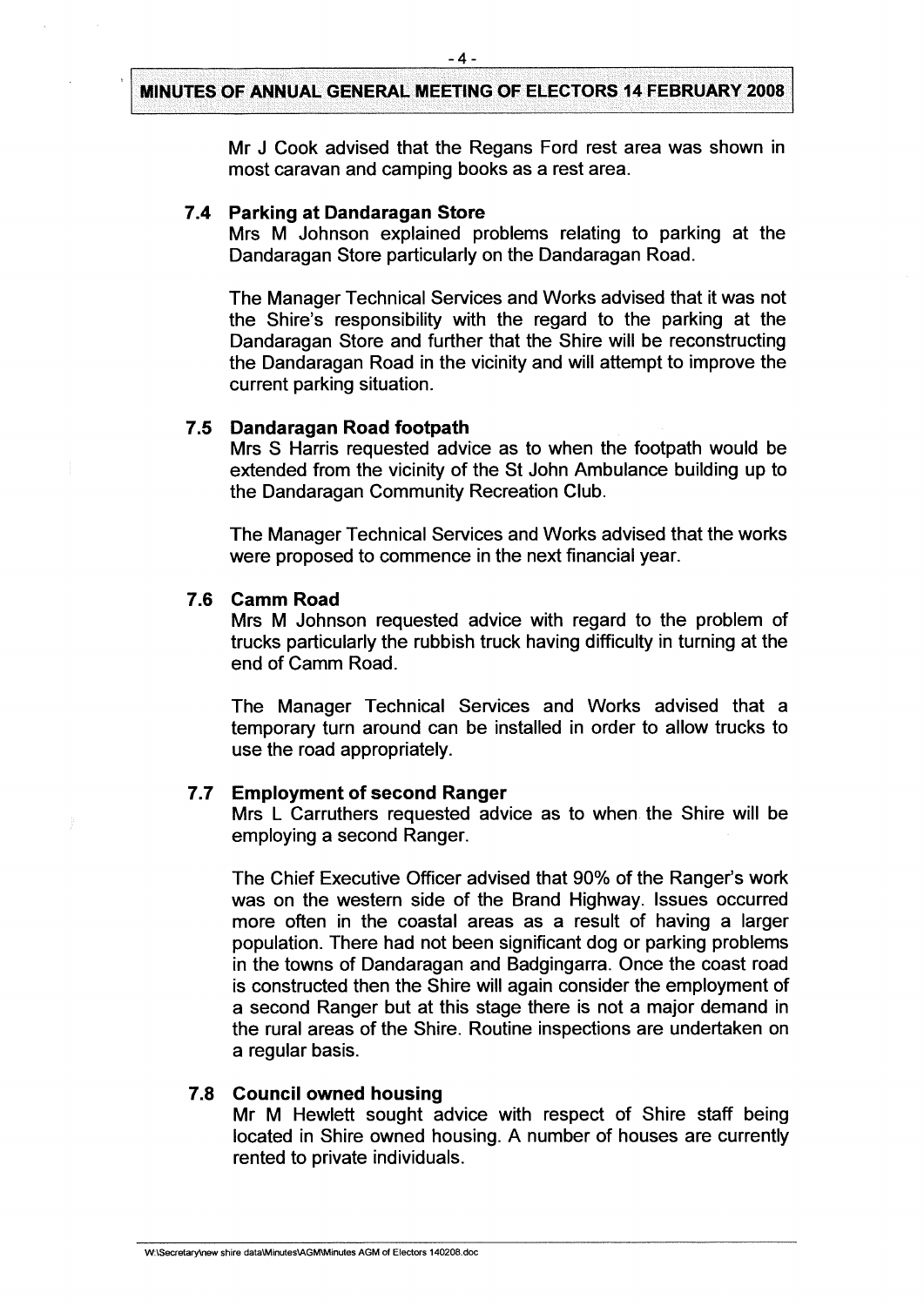Mr J Cook advised that the Regans Ford rest area was shown in most caravan and camping books as a rest area.

### 7.4 Parking at Dandaragan Store

Mrs M Johnson explained problems relating to parking at the Dandaragan Store particularly on the Dandaragan Road.

The Manager Technical Services and Works advised that it was not the Shire's responsibility with the regard to the parking at the Dandaragan Store and further that the Shire will be reconstructing the Dandaragan Road in the vicinity and will attempt to improve the current parking situation.

### 7.5 Dandaragan Road footpath

Mrs S Harris requested advice as to when the footpath would be extended from the vicinity of the St John Ambulance building up to the Dandaragan Community Recreation Club.

The Manager Technical Services and Works advised that the works were proposed to commence in the next financial year.

### 7.6 Camm Road

Mrs M Johnson requested advice with regard to the problem of trucks particularly the rubbish truck having difficulty in turning at the end of Camm Road.

The Manager Technical Services and Works advised that a temporary turn around can be installed in order to allow trucks to use the road appropriately.

### 7.7 Employment of second Ranger

Mrs L Carruthers requested advice as to when the Shire will be employing a second Ranger.

The Chief Executive Officer advised that 90% of the Ranger's work was on the western side of the Brand Highway. Issues occurred more often in the coastal areas as a result of having a larger population. There had not been significant dog or parking problems in the towns of Dandaragan and Badgingarra. Once the coast road is constructed then the Shire will again consider the employment of a second Ranger but at this stage there is not a major demand in the rural areas of the Shire. Routine inspections are undertaken on a regular basis.

### 7.8 Council owned housing

Mr M Hewlett sought advice with respect of Shire staff being located in Shire owned housing. A number of houses are currently rented to private individuals.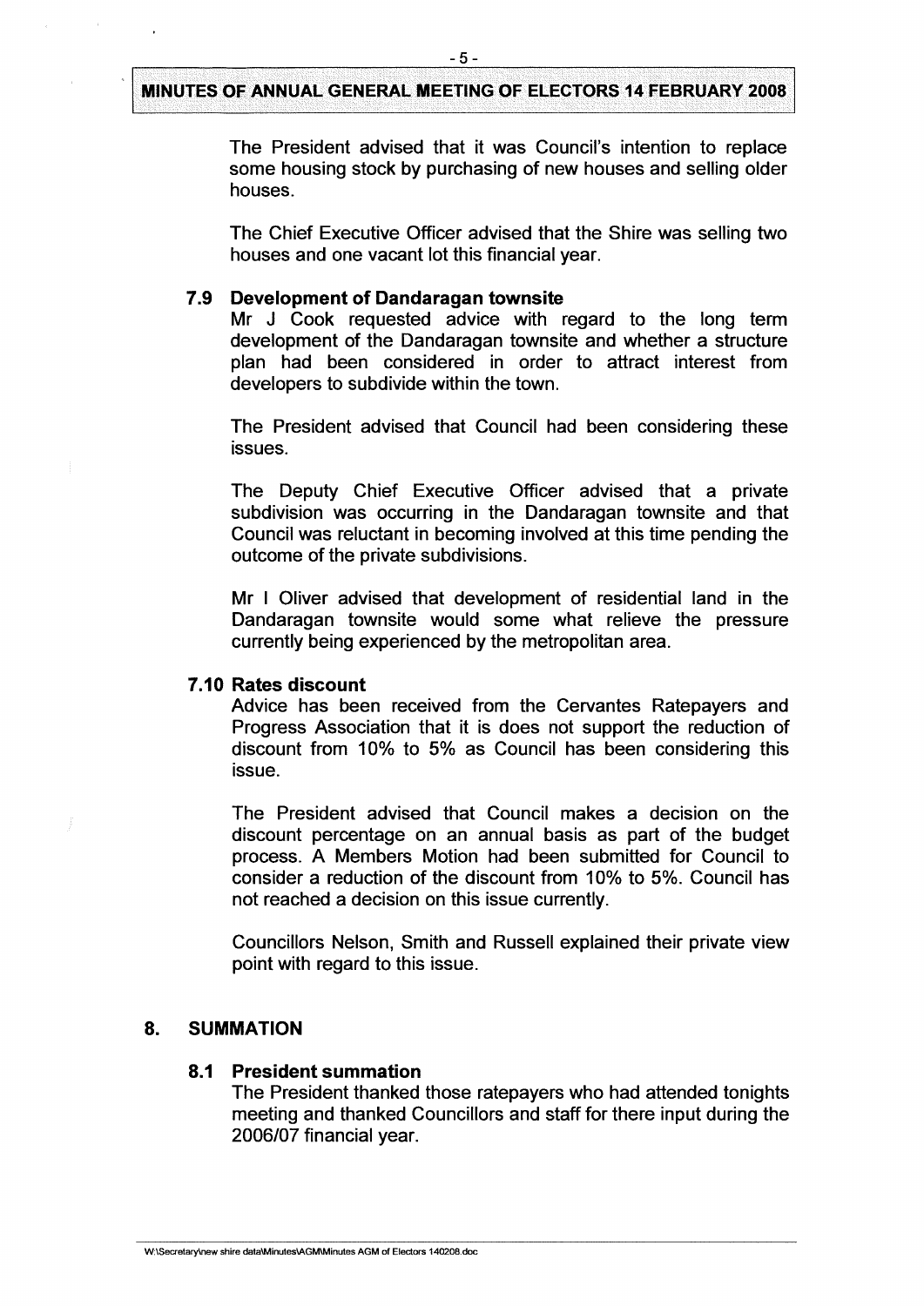The President advised that it was Council's intention to replace some housing stock by purchasing of new houses and selling older houses.

The Chief Executive Officer advised that the Shire was selling two houses and one vacant lot this financial year.

### 7.9 Development of Dandaragan townsite

Mr J Cook requested advice with regard to the long term development of the Dandaragan townsite and whether a structure plan had been considered in order to attract interest from developers to subdivide within the town.

The President advised that Council had been considering these issues.

The Deputy Chief Executive Officer advised that a private subdivision was occurring in the Dandaragan townsite and that Council was reluctant in becoming involved at this time pending the outcome of the private subdivisions.

Mr I Oliver advised that development of residential land in the Dandaragan townsite would some what relieve the pressure currently being experienced by the metropolitan area.

### 7.10 Rates discount

Advice has been received from the Cervantes Ratepayers and Progress Association that it is does not support the reduction of discount from 10% to 5% as Council has been considering this issue.

The President advised that Council makes a decision on the discount percentage on an annual basis as part of the budget process. A Members Motion had been submitted for Council to consider a reduction of the discount from 10% to 5%. Council has not reached a decision on this issue currently.

Councillors Nelson, Smith and Russell explained their private view point with regard to this issue.

## 8. SUMMATION

### 8.1 President summation

The President thanked those ratepayers who had attended tonights meeting and thanked Councillors and staff for there input during the 2006/07 financial year.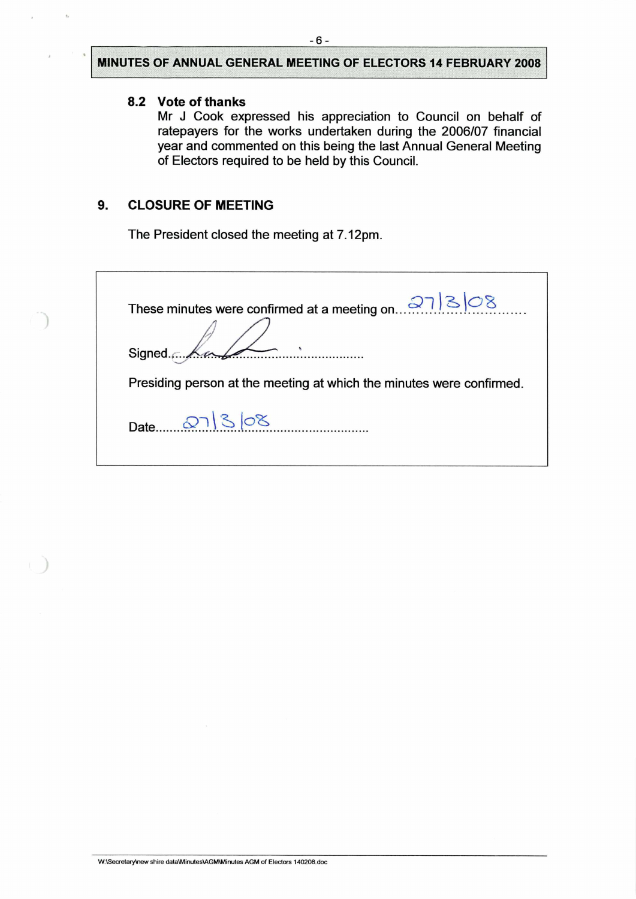### 8.2 Vote of thanks

Mr J Cook expressed his appreciation to Council on behalf of ratepayers for the works undertaken during the 2006/07 financial year and commented on this being the last Annual General Meeting of Electors required to be held by this Council.

## 9. CLOSURE OF MEETING

The President closed the meeting at 7.12pm.

These minutes were confirmed at a meeting on 27/3/08

Signed

Presiding person at the meeting at which the minutes were confirmed.

Date 27/3/08